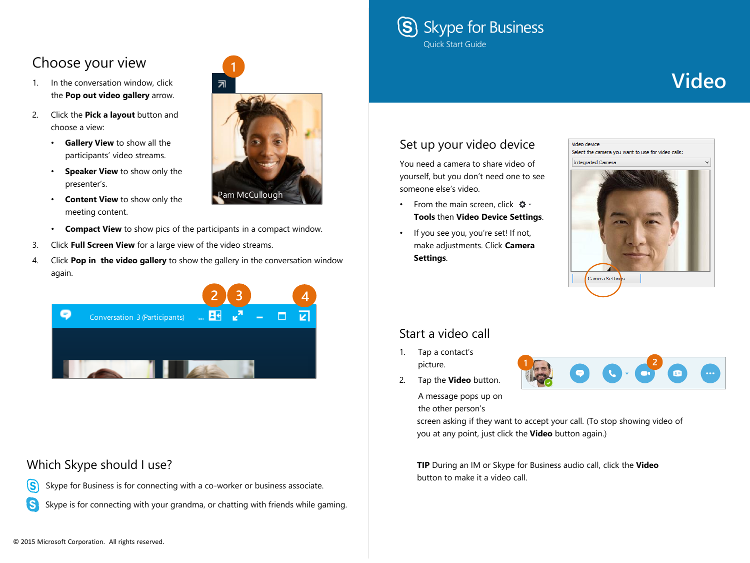# Skype for Business

Quick Start Guide

# Video

## Set up your video device

You need a camera to share video of yourself, but you don't need one to see someone else's video.

- From the main screen, click ⚙ ▾ **Tools** then **Video Device Settings**.
- If you see you, you're set! If not, make adjustments. Click **Camera Settings**.

## Start a video call

1. Tap a contact's picture.
2. Tap the **Video** button.

   A message pops up on the other person's screen asking if they want to accept your call. (To stop showing video of you at any point, just click the **Video** button again.)

**TIP** During an IM or Skype for Business audio call, click the **Video** button to make it a video call.

## Choose your view

1. In the conversation window, click the **Pop out video gallery** arrow.
2. Click the **Pick a layout** button and choose a view:
   - **Gallery View** to show all the participants' video streams.
   - **Speaker View** to show only the presenter's.
   - **Content View** to show only the meeting content.
   - **Compact View** to show pics of the participants in a compact window.
3. Click **Full Screen View** for a large view of the video streams.
4. Click **Pop in the video gallery** to show the gallery in the conversation window again.

## Which Skype should I use?

Skype for Business is for connecting with a co-worker or business associate.

Skype is for connecting with your grandma, or chatting with friends while gaming.

© 2015 Microsoft Corporation. All rights reserved.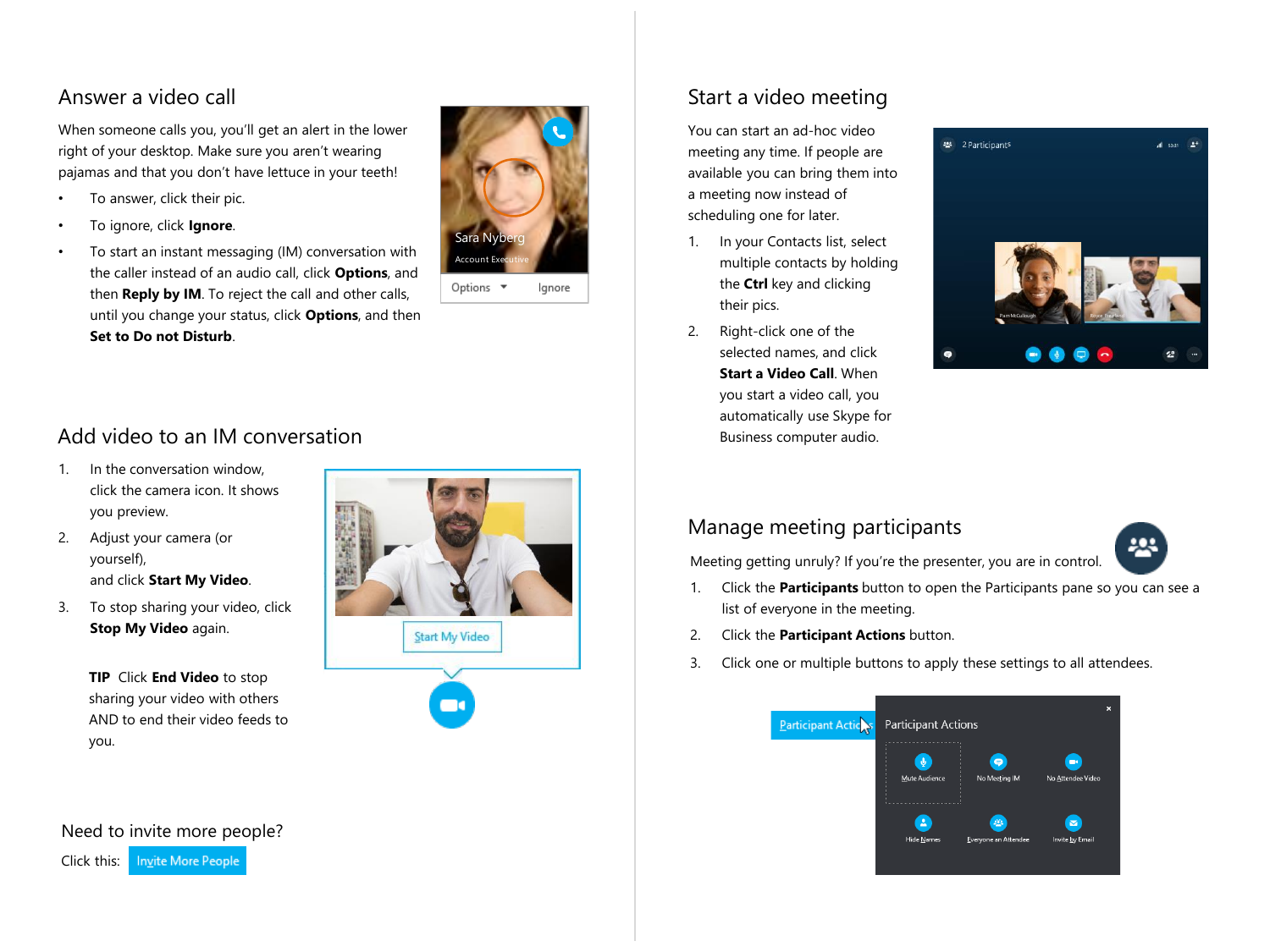## Answer a video call

When someone calls you, you'll get an alert in the lower right of your desktop. Make sure you aren't wearing pajamas and that you don't have lettuce in your teeth!

- To answer, click their pic.
- To ignore, click **Ignore**.
- To start an instant messaging (IM) conversation with the caller instead of an audio call, click **Options**, and then **Reply by IM**. To reject the call and other calls, until you change your status, click **Options**, and then **Set to Do not Disturb**.

## Add video to an IM conversation

1. In the conversation window, click the camera icon. It shows you preview.
2. Adjust your camera (or yourself), and click **Start My Video**.
3. To stop sharing your video, click **Stop My Video** again.

**TIP** Click **End Video** to stop sharing your video with others AND to end their video feeds to you.

## Need to invite more people?

Click this: Invite More People

## Start a video meeting

You can start an ad-hoc video meeting any time. If people are available you can bring them into a meeting now instead of scheduling one for later.

1. In your Contacts list, select multiple contacts by holding the **Ctrl** key and clicking their pics.
2. Right-click one of the selected names, and click **Start a Video Call**. When you start a video call, you automatically use Skype for Business computer audio.

## Manage meeting participants

Meeting getting unruly? If you're the presenter, you are in control.

1. Click the **Participants** button to open the Participants pane so you can see a list of everyone in the meeting.
2. Click the **Participant Actions** button.
3. Click one or multiple buttons to apply these settings to all attendees.